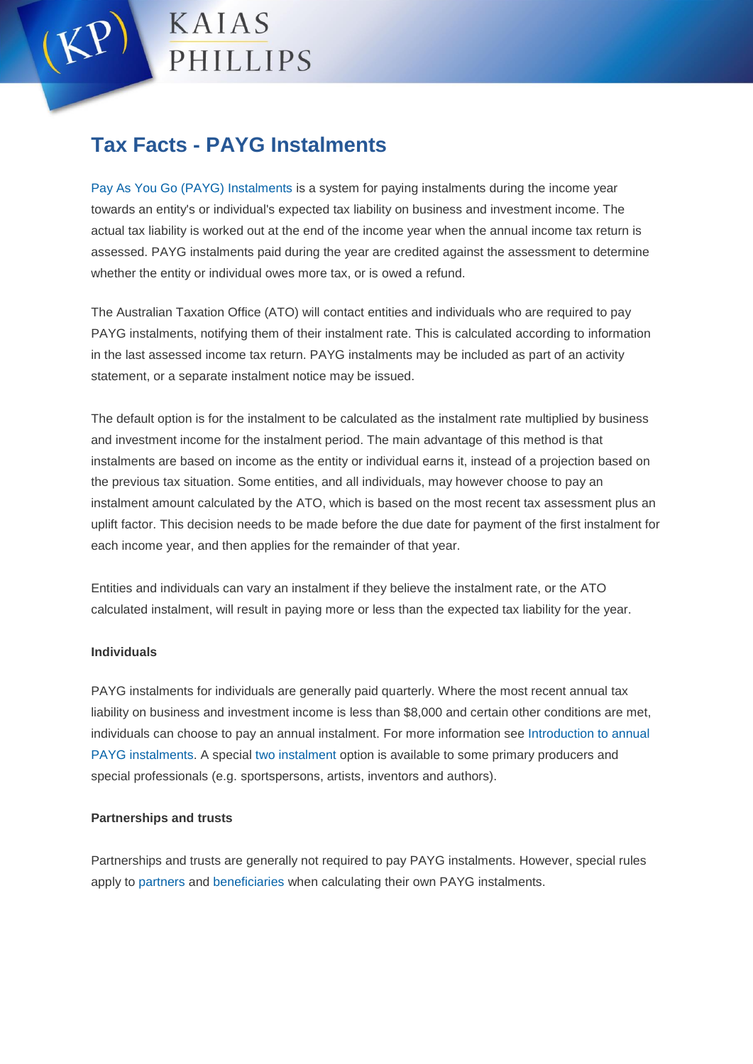# Tax Facts - PAYG Instalments

Pay As You Go (PAYG) Instalments is a system for paying instalments during the income year towards an entity's or individual's expected tax liability on business and investment income. The actual tax liability is worked out at the end of the income year when the annual income tax return is assessed. PAYG instalments paid during the year are credited against the assessment to determine whether the entity or individual owes more tax, or is owed a refund.

The Australian Taxation Office (ATO) will contact entities and individuals who are required to pay PAYG instalments, notifying them of their instalment rate. This is calculated according to information in the last assessed income tax return. PAYG instalments may be included as part of an activity statement, or a separate instalment notice may be issued.

The default option is for the instalment to be calculated as the instalment rate multiplied by business and investment income for the instalment period. The main advantage of this method is that instalments are based on income as the entity or individual earns it, instead of a projection based on the previous tax situation. Some entities, and all individuals, may however choose to pay an instalment amount calculated by the ATO, which is based on the most recent tax assessment plus an uplift factor. This decision needs to be made before the due date for payment of the first instalment for each income year, and then applies for the remainder of that year.

Entities and individuals can vary an instalment if they believe the instalment rate, or the ATO calculated instalment, will result in paying more or less than the expected tax liability for the year.

**Individuals**

PAYG instalments for individuals are generally paid quarterly. Where the most recent annual tax liability on business and investment income is less than $8,000 and certain other conditions are met, individuals can choose to pay an annual instalment. For more information see Introduction to annual PAYG instalments. A special two instalment option is available to some primary producers and special professionals (e.g. sportspersons, artists, inventors and authors).

**Partnerships and trusts**

Partnerships and trusts are generally not required to pay PAYG instalments. However, special rules apply to partners and beneficiaries when calculating their own PAYG instalments.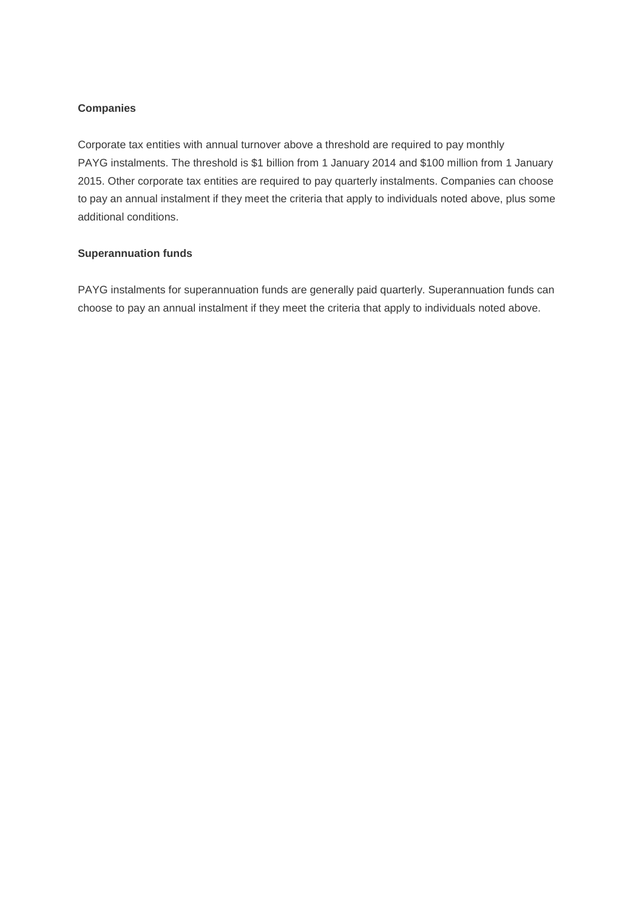**Companies**

Corporate tax entities with annual turnover above a threshold are required to pay monthly PAYG instalments. The threshold is $1 billion from 1 January 2014 and $100 million from 1 January 2015. Other corporate tax entities are required to pay quarterly instalments. Companies can choose to pay an annual instalment if they meet the criteria that apply to individuals noted above, plus some additional conditions.

**Superannuation funds**

PAYG instalments for superannuation funds are generally paid quarterly. Superannuation funds can choose to pay an annual instalment if they meet the criteria that apply to individuals noted above.